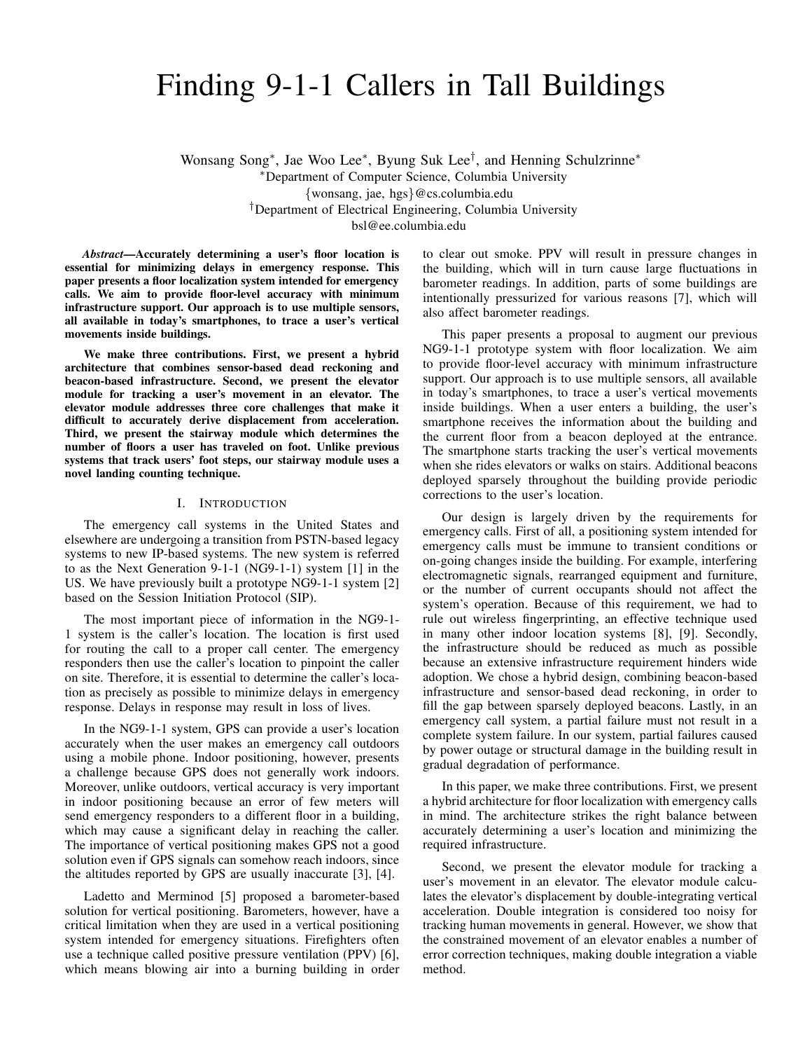# Finding 9-1-1 Callers in Tall Buildings

Wonsang Song*, Jae Woo Lee*, Byung Suk Lee†, and Henning Schulzrinne*

*Department of Computer Science, Columbia University
{wonsang, jae, hgs}@cs.columbia.edu

†Department of Electrical Engineering, Columbia University
bsl@ee.columbia.edu

***Abstract*—Accurately determining a user's floor location is essential for minimizing delays in emergency response. This paper presents a floor localization system intended for emergency calls. We aim to provide floor-level accuracy with minimum infrastructure support. Our approach is to use multiple sensors, all available in today's smartphones, to trace a user's vertical movements inside buildings.**

**We make three contributions. First, we present a hybrid architecture that combines sensor-based dead reckoning and beacon-based infrastructure. Second, we present the elevator module for tracking a user's movement in an elevator. The elevator module addresses three core challenges that make it difficult to accurately derive displacement from acceleration. Third, we present the stairway module which determines the number of floors a user has traveled on foot. Unlike previous systems that track users' foot steps, our stairway module uses a novel landing counting technique.**

## I. Introduction

The emergency call systems in the United States and elsewhere are undergoing a transition from PSTN-based legacy systems to new IP-based systems. The new system is referred to as the Next Generation 9-1-1 (NG9-1-1) system [1] in the US. We have previously built a prototype NG9-1-1 system [2] based on the Session Initiation Protocol (SIP).

The most important piece of information in the NG9-1-1 system is the caller's location. The location is first used for routing the call to a proper call center. The emergency responders then use the caller's location to pinpoint the caller on site. Therefore, it is essential to determine the caller's location as precisely as possible to minimize delays in emergency response. Delays in response may result in loss of lives.

In the NG9-1-1 system, GPS can provide a user's location accurately when the user makes an emergency call outdoors using a mobile phone. Indoor positioning, however, presents a challenge because GPS does not generally work indoors. Moreover, unlike outdoors, vertical accuracy is very important in indoor positioning because an error of few meters will send emergency responders to a different floor in a building, which may cause a significant delay in reaching the caller. The importance of vertical positioning makes GPS not a good solution even if GPS signals can somehow reach indoors, since the altitudes reported by GPS are usually inaccurate [3], [4].

Ladetto and Merminod [5] proposed a barometer-based solution for vertical positioning. Barometers, however, have a critical limitation when they are used in a vertical positioning system intended for emergency situations. Firefighters often use a technique called positive pressure ventilation (PPV) [6], which means blowing air into a burning building in order to clear out smoke. PPV will result in pressure changes in the building, which will in turn cause large fluctuations in barometer readings. In addition, parts of some buildings are intentionally pressurized for various reasons [7], which will also affect barometer readings.

This paper presents a proposal to augment our previous NG9-1-1 prototype system with floor localization. We aim to provide floor-level accuracy with minimum infrastructure support. Our approach is to use multiple sensors, all available in today's smartphones, to trace a user's vertical movements inside buildings. When a user enters a building, the user's smartphone receives the information about the building and the current floor from a beacon deployed at the entrance. The smartphone starts tracking the user's vertical movements when she rides elevators or walks on stairs. Additional beacons deployed sparsely throughout the building provide periodic corrections to the user's location.

Our design is largely driven by the requirements for emergency calls. First of all, a positioning system intended for emergency calls must be immune to transient conditions or on-going changes inside the building. For example, interfering electromagnetic signals, rearranged equipment and furniture, or the number of current occupants should not affect the system's operation. Because of this requirement, we had to rule out wireless fingerprinting, an effective technique used in many other indoor location systems [8], [9]. Secondly, the infrastructure should be reduced as much as possible because an extensive infrastructure requirement hinders wide adoption. We chose a hybrid design, combining beacon-based infrastructure and sensor-based dead reckoning, in order to fill the gap between sparsely deployed beacons. Lastly, in an emergency call system, a partial failure must not result in a complete system failure. In our system, partial failures caused by power outage or structural damage in the building result in gradual degradation of performance.

In this paper, we make three contributions. First, we present a hybrid architecture for floor localization with emergency calls in mind. The architecture strikes the right balance between accurately determining a user's location and minimizing the required infrastructure.

Second, we present the elevator module for tracking a user's movement in an elevator. The elevator module calculates the elevator's displacement by double-integrating vertical acceleration. Double integration is considered too noisy for tracking human movements in general. However, we show that the constrained movement of an elevator enables a number of error correction techniques, making double integration a viable method.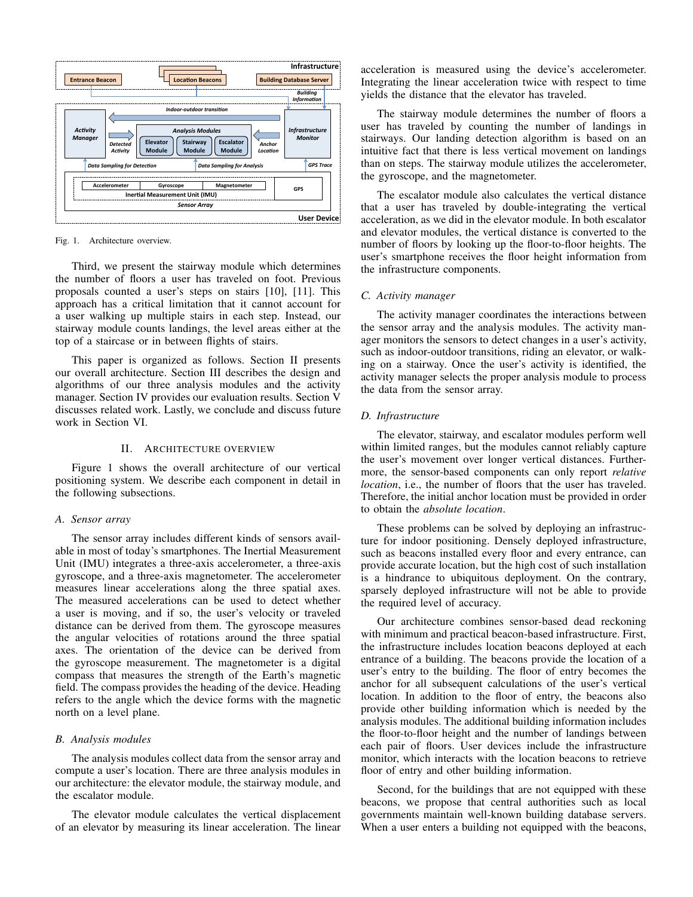Fig. 1. Architecture overview.

Third, we present the stairway module which determines the number of floors a user has traveled on foot. Previous proposals counted a user's steps on stairs [10], [11]. This approach has a critical limitation that it cannot account for a user walking up multiple stairs in each step. Instead, our stairway module counts landings, the level areas either at the top of a staircase or in between flights of stairs.

This paper is organized as follows. Section II presents our overall architecture. Section III describes the design and algorithms of our three analysis modules and the activity manager. Section IV provides our evaluation results. Section V discusses related work. Lastly, we conclude and discuss future work in Section VI.

## II. Architecture Overview

Figure 1 shows the overall architecture of our vertical positioning system. We describe each component in detail in the following subsections.

### A. Sensor array

The sensor array includes different kinds of sensors available in most of today's smartphones. The Inertial Measurement Unit (IMU) integrates a three-axis accelerometer, a three-axis gyroscope, and a three-axis magnetometer. The accelerometer measures linear accelerations along the three spatial axes. The measured accelerations can be used to detect whether a user is moving, and if so, the user's velocity or traveled distance can be derived from them. The gyroscope measures the angular velocities of rotations around the three spatial axes. The orientation of the device can be derived from the gyroscope measurement. The magnetometer is a digital compass that measures the strength of the Earth's magnetic field. The compass provides the heading of the device. Heading refers to the angle which the device forms with the magnetic north on a level plane.

### B. Analysis modules

The analysis modules collect data from the sensor array and compute a user's location. There are three analysis modules in our architecture: the elevator module, the stairway module, and the escalator module.

The elevator module calculates the vertical displacement of an elevator by measuring its linear acceleration. The linear acceleration is measured using the device's accelerometer. Integrating the linear acceleration twice with respect to time yields the distance that the elevator has traveled.

The stairway module determines the number of floors a user has traveled by counting the number of landings in stairways. Our landing detection algorithm is based on an intuitive fact that there is less vertical movement on landings than on steps. The stairway module utilizes the accelerometer, the gyroscope, and the magnetometer.

The escalator module also calculates the vertical distance that a user has traveled by double-integrating the vertical acceleration, as we did in the elevator module. In both escalator and elevator modules, the vertical distance is converted to the number of floors by looking up the floor-to-floor heights. The user's smartphone receives the floor height information from the infrastructure components.

### C. Activity manager

The activity manager coordinates the interactions between the sensor array and the analysis modules. The activity manager monitors the sensors to detect changes in a user's activity, such as indoor-outdoor transitions, riding an elevator, or walking on a stairway. Once the user's activity is identified, the activity manager selects the proper analysis module to process the data from the sensor array.

### D. Infrastructure

The elevator, stairway, and escalator modules perform well within limited ranges, but the modules cannot reliably capture the user's movement over longer vertical distances. Furthermore, the sensor-based components can only report *relative location*, i.e., the number of floors that the user has traveled. Therefore, the initial anchor location must be provided in order to obtain the *absolute location*.

These problems can be solved by deploying an infrastructure for indoor positioning. Densely deployed infrastructure, such as beacons installed every floor and every entrance, can provide accurate location, but the high cost of such installation is a hindrance to ubiquitous deployment. On the contrary, sparsely deployed infrastructure will not be able to provide the required level of accuracy.

Our architecture combines sensor-based dead reckoning with minimum and practical beacon-based infrastructure. First, the infrastructure includes location beacons deployed at each entrance of a building. The beacons provide the location of a user's entry to the building. The floor of entry becomes the anchor for all subsequent calculations of the user's vertical location. In addition to the floor of entry, the beacons also provide other building information which is needed by the analysis modules. The additional building information includes the floor-to-floor height and the number of landings between each pair of floors. User devices include the infrastructure monitor, which interacts with the location beacons to retrieve floor of entry and other building information.

Second, for the buildings that are not equipped with these beacons, we propose that central authorities such as local governments maintain well-known building database servers. When a user enters a building not equipped with the beacons,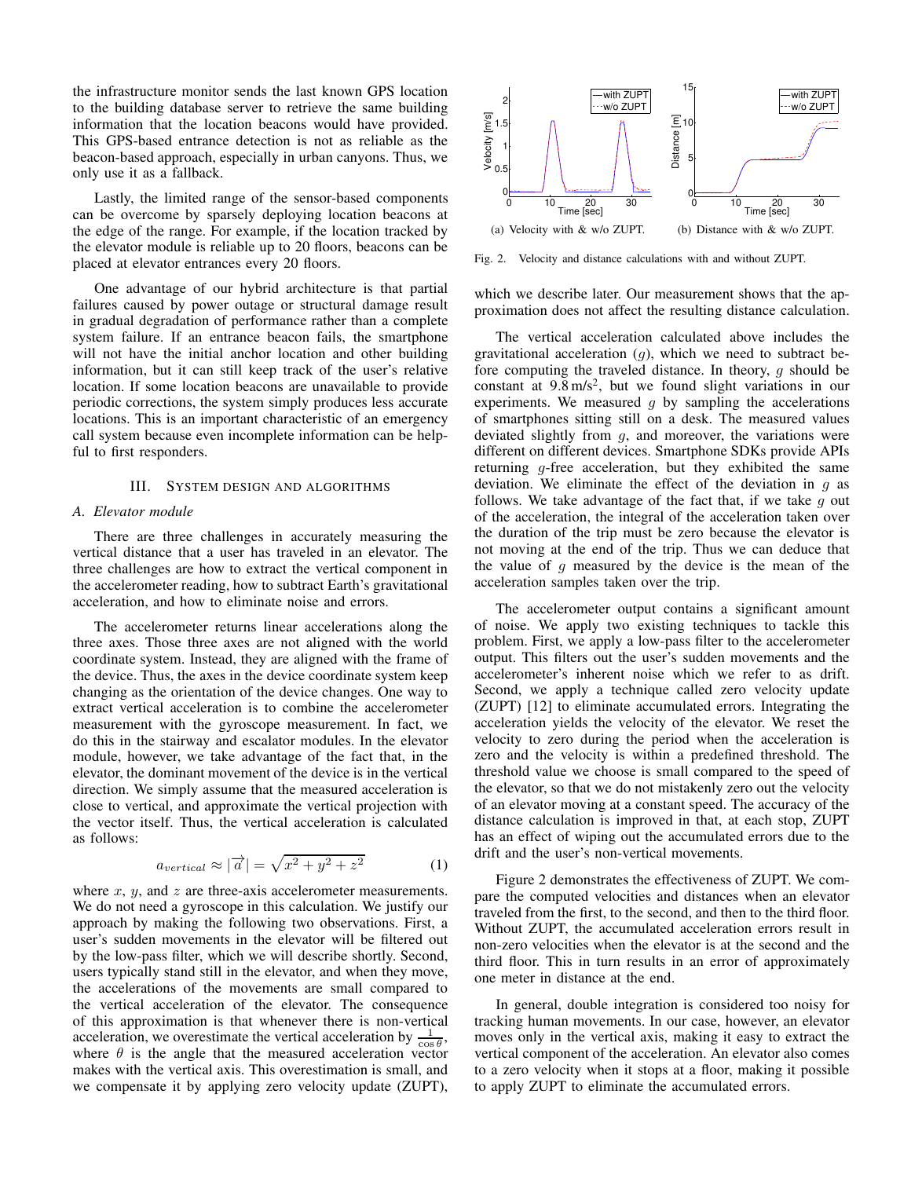the infrastructure monitor sends the last known GPS location to the building database server to retrieve the same building information that the location beacons would have provided. This GPS-based entrance detection is not as reliable as the beacon-based approach, especially in urban canyons. Thus, we only use it as a fallback.

Lastly, the limited range of the sensor-based components can be overcome by sparsely deploying location beacons at the edge of the range. For example, if the location tracked by the elevator module is reliable up to 20 floors, beacons can be placed at elevator entrances every 20 floors.

One advantage of our hybrid architecture is that partial failures caused by power outage or structural damage result in gradual degradation of performance rather than a complete system failure. If an entrance beacon fails, the smartphone will not have the initial anchor location and other building information, but it can still keep track of the user's relative location. If some location beacons are unavailable to provide periodic corrections, the system simply produces less accurate locations. This is an important characteristic of an emergency call system because even incomplete information can be helpful to first responders.

## III. System design and algorithms

### A. Elevator module

There are three challenges in accurately measuring the vertical distance that a user has traveled in an elevator. The three challenges are how to extract the vertical component in the accelerometer reading, how to subtract Earth's gravitational acceleration, and how to eliminate noise and errors.

The accelerometer returns linear accelerations along the three axes. Those three axes are not aligned with the world coordinate system. Instead, they are aligned with the frame of the device. Thus, the axes in the device coordinate system keep changing as the orientation of the device changes. One way to extract vertical acceleration is to combine the accelerometer measurement with the gyroscope measurement. In fact, we do this in the stairway and escalator modules. In the elevator module, however, we take advantage of the fact that, in the elevator, the dominant movement of the device is in the vertical direction. We simply assume that the measured acceleration is close to vertical, and approximate the vertical projection with the vector itself. Thus, the vertical acceleration is calculated as follows:

$$a_{vertical} \approx |\overrightarrow{a}| = \sqrt{x^2 + y^2 + z^2} \quad (1)$$

where $x$, $y$, and $z$ are three-axis accelerometer measurements. We do not need a gyroscope in this calculation. We justify our approach by making the following two observations. First, a user's sudden movements in the elevator will be filtered out by the low-pass filter, which we will describe shortly. Second, users typically stand still in the elevator, and when they move, the accelerations of the movements are small compared to the vertical acceleration of the elevator. The consequence of this approximation is that whenever there is non-vertical acceleration, we overestimate the vertical acceleration by $\frac{1}{\cos\theta}$, where $\theta$ is the angle that the measured acceleration vector makes with the vertical axis. This overestimation is small, and we compensate it by applying zero velocity update (ZUPT), which we describe later. Our measurement shows that the approximation does not affect the resulting distance calculation.

Velocity [m/s]
2
1.5
1
0.5
0
0 10 20 30
Time [sec]
—with ZUPT
···w/o ZUPT

(a) Velocity with & w/o ZUPT.

Distance [m]
15
10
5
0
0 10 20 30
Time [sec]
—with ZUPT
···w/o ZUPT

(b) Distance with & w/o ZUPT.

Fig. 2. Velocity and distance calculations with and without ZUPT.

The vertical acceleration calculated above includes the gravitational acceleration ($g$), which we need to subtract before computing the traveled distance. In theory, $g$ should be constant at $9.8\,\text{m/s}^2$, but we found slight variations in our experiments. We measured $g$ by sampling the accelerations of smartphones sitting still on a desk. The measured values deviated slightly from $g$, and moreover, the variations were different on different devices. Smartphone SDKs provide APIs returning $g$-free acceleration, but they exhibited the same deviation. We eliminate the effect of the deviation in $g$ as follows. We take advantage of the fact that, if we take $g$ out of the acceleration, the integral of the acceleration taken over the duration of the trip must be zero because the elevator is not moving at the end of the trip. Thus we can deduce that the value of $g$ measured by the device is the mean of the acceleration samples taken over the trip.

The accelerometer output contains a significant amount of noise. We apply two existing techniques to tackle this problem. First, we apply a low-pass filter to the accelerometer output. This filters out the user's sudden movements and the accelerometer's inherent noise which we refer to as drift. Second, we apply a technique called zero velocity update (ZUPT) [12] to eliminate accumulated errors. Integrating the acceleration yields the velocity of the elevator. We reset the velocity to zero during the period when the acceleration is zero and the velocity is within a predefined threshold. The threshold value we choose is small compared to the speed of the elevator, so that we do not mistakenly zero out the velocity of an elevator moving at a constant speed. The accuracy of the distance calculation is improved in that, at each stop, ZUPT has an effect of wiping out the accumulated errors due to the drift and the user's non-vertical movements.

Figure 2 demonstrates the effectiveness of ZUPT. We compare the computed velocities and distances when an elevator traveled from the first, to the second, and then to the third floor. Without ZUPT, the accumulated acceleration errors result in non-zero velocities when the elevator is at the second and the third floor. This in turn results in an error of approximately one meter in distance at the end.

In general, double integration is considered too noisy for tracking human movements. In our case, however, an elevator moves only in the vertical axis, making it easy to extract the vertical component of the acceleration. An elevator also comes to a zero velocity when it stops at a floor, making it possible to apply ZUPT to eliminate the accumulated errors.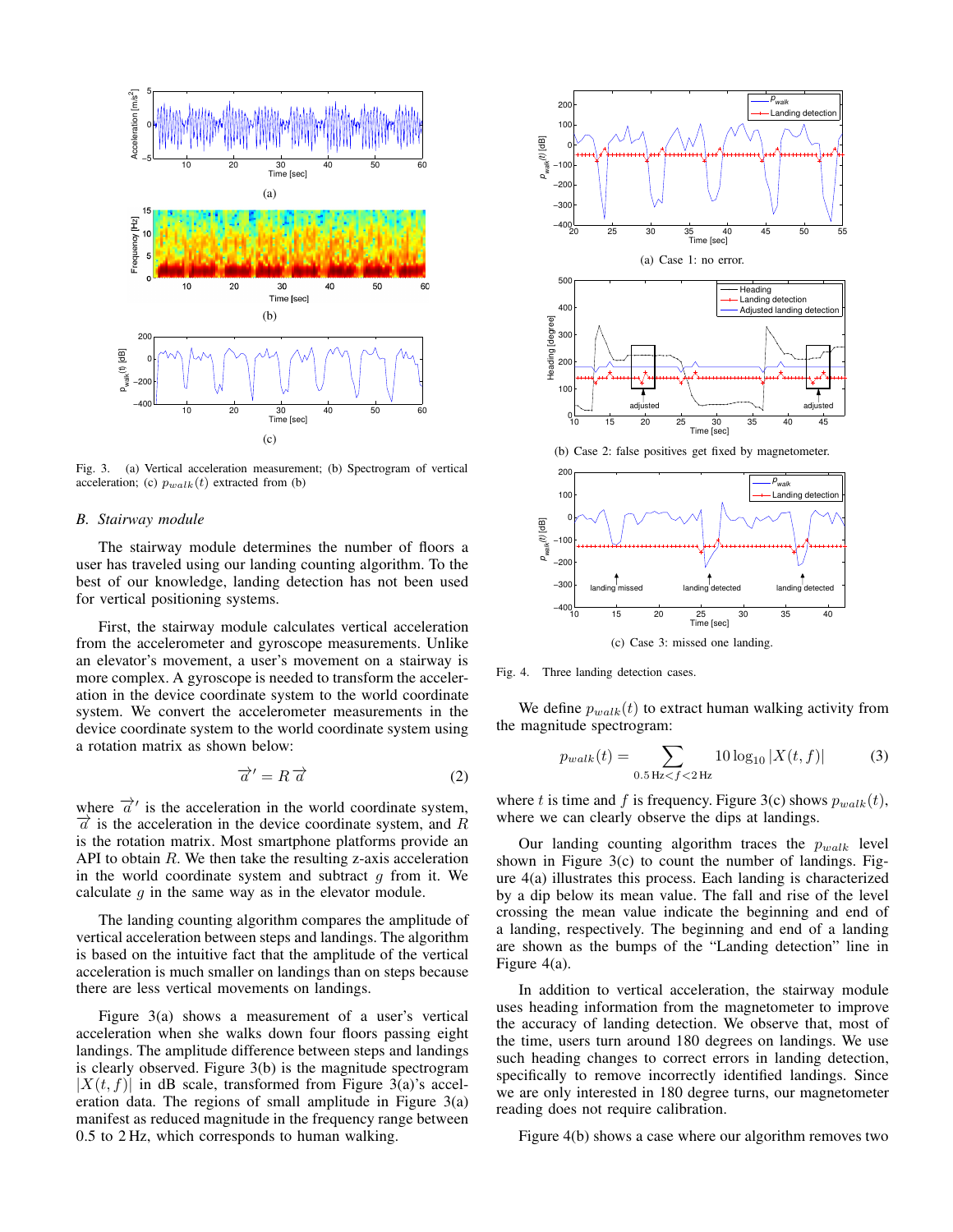Fig. 3. (a) Vertical acceleration measurement; (b) Spectrogram of vertical acceleration; (c) $p_{walk}(t)$ extracted from (b)

### B. Stairway module

The stairway module determines the number of floors a user has traveled using our landing counting algorithm. To the best of our knowledge, landing detection has not been used for vertical positioning systems.

First, the stairway module calculates vertical acceleration from the accelerometer and gyroscope measurements. Unlike an elevator's movement, a user's movement on a stairway is more complex. A gyroscope is needed to transform the acceleration in the device coordinate system to the world coordinate system. We convert the accelerometer measurements in the device coordinate system to the world coordinate system using a rotation matrix as shown below:

$$\overrightarrow{a}' = R\overrightarrow{a} \tag{2}$$

where $\overrightarrow{a}'$ is the acceleration in the world coordinate system, $\overrightarrow{a}$ is the acceleration in the device coordinate system, and $R$ is the rotation matrix. Most smartphone platforms provide an API to obtain $R$. We then take the resulting z-axis acceleration in the world coordinate system and subtract $g$ from it. We calculate $g$ in the same way as in the elevator module.

The landing counting algorithm compares the amplitude of vertical acceleration between steps and landings. The algorithm is based on the intuitive fact that the amplitude of the vertical acceleration is much smaller on landings than on steps because there are less vertical movements on landings.

Figure 3(a) shows a measurement of a user's vertical acceleration when she walks down four floors passing eight landings. The amplitude difference between steps and landings is clearly observed. Figure 3(b) is the magnitude spectrogram $|X(t,f)|$ in dB scale, transformed from Figure 3(a)'s acceleration data. The regions of small amplitude in Figure 3(a) manifest as reduced magnitude in the frequency range between 0.5 to 2 Hz, which corresponds to human walking.

(a) Case 1: no error.

(b) Case 2: false positives get fixed by magnetometer.

(c) Case 3: missed one landing.

Fig. 4. Three landing detection cases.

We define $p_{walk}(t)$ to extract human walking activity from the magnitude spectrogram:

$$p_{walk}(t) = \sum_{0.5\,\text{Hz}<f<2\,\text{Hz}} 10\log_{10}|X(t,f)| \tag{3}$$

where $t$ is time and $f$ is frequency. Figure 3(c) shows $p_{walk}(t)$, where we can clearly observe the dips at landings.

Our landing counting algorithm traces the $p_{walk}$ level shown in Figure 3(c) to count the number of landings. Figure 4(a) illustrates this process. Each landing is characterized by a dip below its mean value. The fall and rise of the level crossing the mean value indicate the beginning and end of a landing, respectively. The beginning and end of a landing are shown as the bumps of the "Landing detection" line in Figure 4(a).

In addition to vertical acceleration, the stairway module uses heading information from the magnetometer to improve the accuracy of landing detection. We observe that, most of the time, users turn around 180 degrees on landings. We use such heading changes to correct errors in landing detection, specifically to remove incorrectly identified landings. Since we are only interested in 180 degree turns, our magnetometer reading does not require calibration.

Figure 4(b) shows a case where our algorithm removes two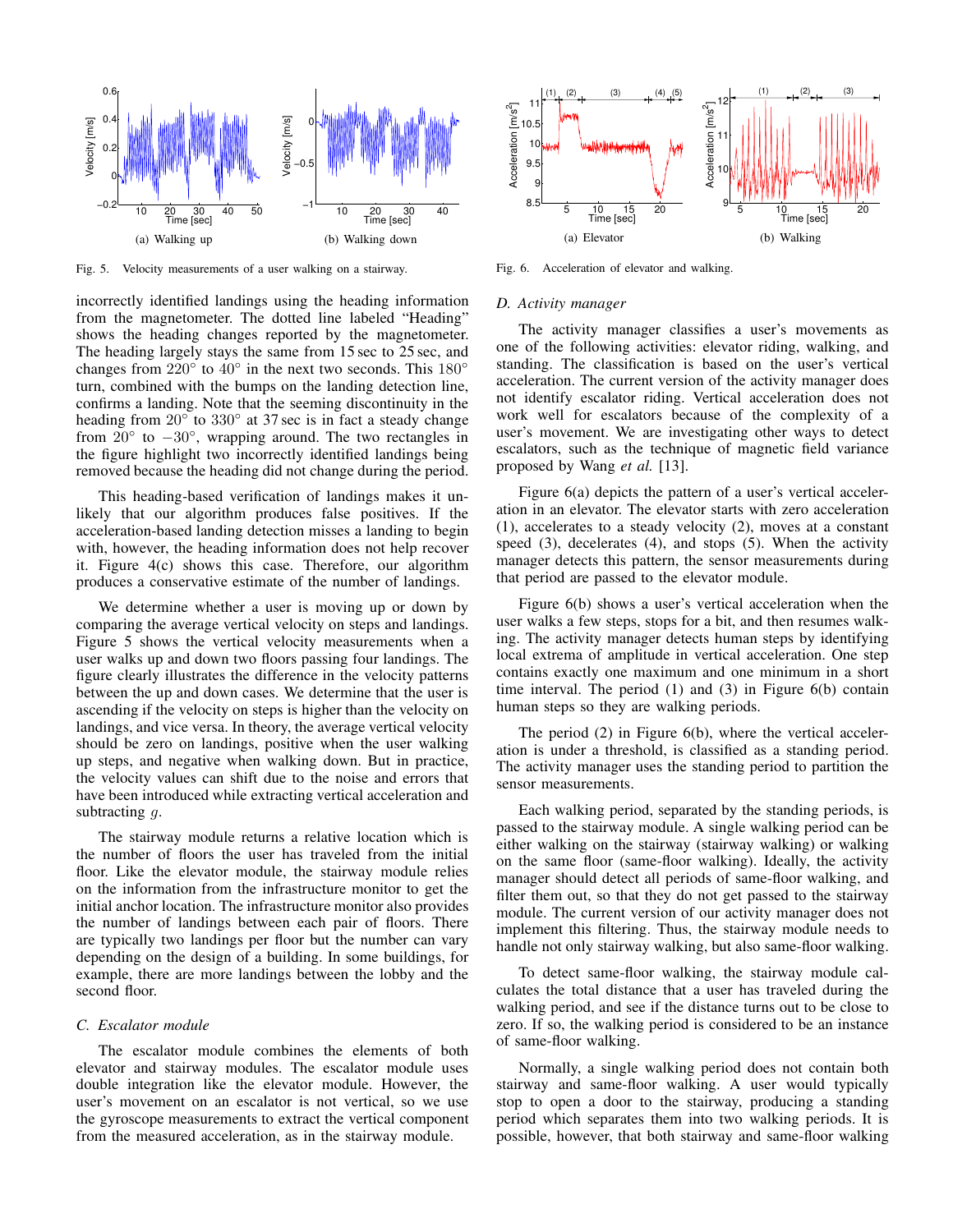Fig. 5. Velocity measurements of a user walking on a stairway.

(a) Walking up

(b) Walking down

Fig. 6. Acceleration of elevator and walking.

(a) Elevator

(b) Walking

incorrectly identified landings using the heading information from the magnetometer. The dotted line labeled "Heading" shows the heading changes reported by the magnetometer. The heading largely stays the same from 15 sec to 25 sec, and changes from $220^\circ$ to $40^\circ$ in the next two seconds. This $180^\circ$ turn, combined with the bumps on the landing detection line, confirms a landing. Note that the seeming discontinuity in the heading from $20^\circ$ to $330^\circ$ at 37 sec is in fact a steady change from $20^\circ$ to $-30^\circ$, wrapping around. The two rectangles in the figure highlight two incorrectly identified landings being removed because the heading did not change during the period.

This heading-based verification of landings makes it unlikely that our algorithm produces false positives. If the acceleration-based landing detection misses a landing to begin with, however, the heading information does not help recover it. Figure 4(c) shows this case. Therefore, our algorithm produces a conservative estimate of the number of landings.

We determine whether a user is moving up or down by comparing the average vertical velocity on steps and landings. Figure 5 shows the vertical velocity measurements when a user walks up and down two floors passing four landings. The figure clearly illustrates the difference in the velocity patterns between the up and down cases. We determine that the user is ascending if the velocity on steps is higher than the velocity on landings, and vice versa. In theory, the average vertical velocity should be zero on landings, positive when the user walking up steps, and negative when walking down. But in practice, the velocity values can shift due to the noise and errors that have been introduced while extracting vertical acceleration and subtracting $g$.

The stairway module returns a relative location which is the number of floors the user has traveled from the initial floor. Like the elevator module, the stairway module relies on the information from the infrastructure monitor to get the initial anchor location. The infrastructure monitor also provides the number of landings between each pair of floors. There are typically two landings per floor but the number can vary depending on the design of a building. In some buildings, for example, there are more landings between the lobby and the second floor.

### C. Escalator module

The escalator module combines the elements of both elevator and stairway modules. The escalator module uses double integration like the elevator module. However, the user's movement on an escalator is not vertical, so we use the gyroscope measurements to extract the vertical component from the measured acceleration, as in the stairway module.

### D. Activity manager

The activity manager classifies a user's movements as one of the following activities: elevator riding, walking, and standing. The classification is based on the user's vertical acceleration. The current version of the activity manager does not identify escalator riding. Vertical acceleration does not work well for escalators because of the complexity of a user's movement. We are investigating other ways to detect escalators, such as the technique of magnetic field variance proposed by Wang *et al.* [13].

Figure 6(a) depicts the pattern of a user's vertical acceleration in an elevator. The elevator starts with zero acceleration (1), accelerates to a steady velocity (2), moves at a constant speed (3), decelerates (4), and stops (5). When the activity manager detects this pattern, the sensor measurements during that period are passed to the elevator module.

Figure 6(b) shows a user's vertical acceleration when the user walks a few steps, stops for a bit, and then resumes walking. The activity manager detects human steps by identifying local extrema of amplitude in vertical acceleration. One step contains exactly one maximum and one minimum in a short time interval. The period (1) and (3) in Figure 6(b) contain human steps so they are walking periods.

The period (2) in Figure 6(b), where the vertical acceleration is under a threshold, is classified as a standing period. The activity manager uses the standing period to partition the sensor measurements.

Each walking period, separated by the standing periods, is passed to the stairway module. A single walking period can be either walking on the stairway (stairway walking) or walking on the same floor (same-floor walking). Ideally, the activity manager should detect all periods of same-floor walking, and filter them out, so that they do not get passed to the stairway module. The current version of our activity manager does not implement this filtering. Thus, the stairway module needs to handle not only stairway walking, but also same-floor walking.

To detect same-floor walking, the stairway module calculates the total distance that a user has traveled during the walking period, and see if the distance turns out to be close to zero. If so, the walking period is considered to be an instance of same-floor walking.

Normally, a single walking period does not contain both stairway and same-floor walking. A user would typically stop to open a door to the stairway, producing a standing period which separates them into two walking periods. It is possible, however, that both stairway and same-floor walking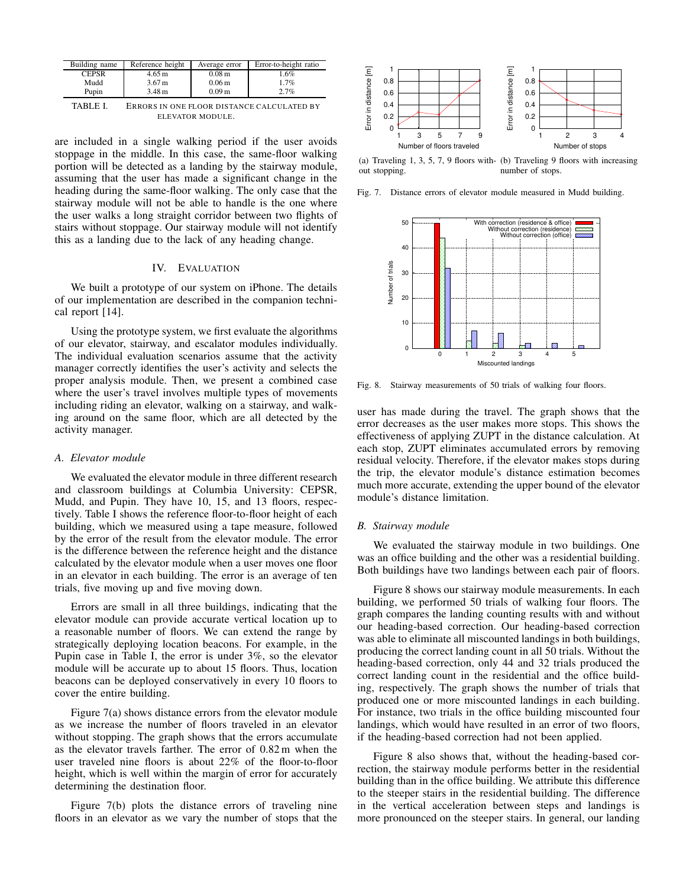| Building name | Reference height | Average error | Error-to-height ratio |
|---|---|---|---|
| CEPSR | 4.65 m | 0.08 m | 1.6% |
| Mudd | 3.67 m | 0.06 m | 1.7% |
| Pupin | 3.48 m | 0.09 m | 2.7% |

TABLE I. ERRORS IN ONE FLOOR DISTANCE CALCULATED BY ELEVATOR MODULE.

are included in a single walking period if the user avoids stoppage in the middle. In this case, the same-floor walking portion will be detected as a landing by the stairway module, assuming that the user has made a significant change in the heading during the same-floor walking. The only case that the stairway module will not be able to handle is the one where the user walks a long straight corridor between two flights of stairs without stoppage. Our stairway module will not identify this as a landing due to the lack of any heading change.

## IV. EVALUATION

We built a prototype of our system on iPhone. The details of our implementation are described in the companion technical report [14].

Using the prototype system, we first evaluate the algorithms of our elevator, stairway, and escalator modules individually. The individual evaluation scenarios assume that the activity manager correctly identifies the user's activity and selects the proper analysis module. Then, we present a combined case where the user's travel involves multiple types of movements including riding an elevator, walking on a stairway, and walking around on the same floor, which are all detected by the activity manager.

### *A. Elevator module*

We evaluated the elevator module in three different research and classroom buildings at Columbia University: CEPSR, Mudd, and Pupin. They have 10, 15, and 13 floors, respectively. Table I shows the reference floor-to-floor height of each building, which we measured using a tape measure, followed by the error of the result from the elevator module. The error is the difference between the reference height and the distance calculated by the elevator module when a user moves one floor in an elevator in each building. The error is an average of ten trials, five moving up and five moving down.

Errors are small in all three buildings, indicating that the elevator module can provide accurate vertical location up to a reasonable number of floors. We can extend the range by strategically deploying location beacons. For example, in the Pupin case in Table I, the error is under 3%, so the elevator module will be accurate up to about 15 floors. Thus, location beacons can be deployed conservatively in every 10 floors to cover the entire building.

Figure 7(a) shows distance errors from the elevator module as we increase the number of floors traveled in an elevator without stopping. The graph shows that the errors accumulate as the elevator travels farther. The error of 0.82 m when the user traveled nine floors is about 22% of the floor-to-floor height, which is well within the margin of error for accurately determining the destination floor.

Figure 7(b) plots the distance errors of traveling nine floors in an elevator as we vary the number of stops that the user has made during the travel. The graph shows that the error decreases as the user makes more stops. This shows the effectiveness of applying ZUPT in the distance calculation. At each stop, ZUPT eliminates accumulated errors by removing residual velocity. Therefore, if the elevator makes stops during the trip, the elevator module's distance estimation becomes much more accurate, extending the upper bound of the elevator module's distance limitation.

(a) Traveling 1, 3, 5, 7, 9 floors without stopping.

(b) Traveling 9 floors with increasing number of stops.

Fig. 7. Distance errors of elevator module measured in Mudd building.

Fig. 8. Stairway measurements of 50 trials of walking four floors.

### *B. Stairway module*

We evaluated the stairway module in two buildings. One was an office building and the other was a residential building. Both buildings have two landings between each pair of floors.

Figure 8 shows our stairway module measurements. In each building, we performed 50 trials of walking four floors. The graph compares the landing counting results with and without our heading-based correction. Our heading-based correction was able to eliminate all miscounted landings in both buildings, producing the correct landing count in all 50 trials. Without the heading-based correction, only 44 and 32 trials produced the correct landing count in the residential and the office building, respectively. The graph shows the number of trials that produced one or more miscounted landings in each building. For instance, two trials in the office building miscounted four landings, which would have resulted in an error of two floors, if the heading-based correction had not been applied.

Figure 8 also shows that, without the heading-based correction, the stairway module performs better in the residential building than in the office building. We attribute this difference to the steeper stairs in the residential building. The difference in the vertical acceleration between steps and landings is more pronounced on the steeper stairs. In general, our landing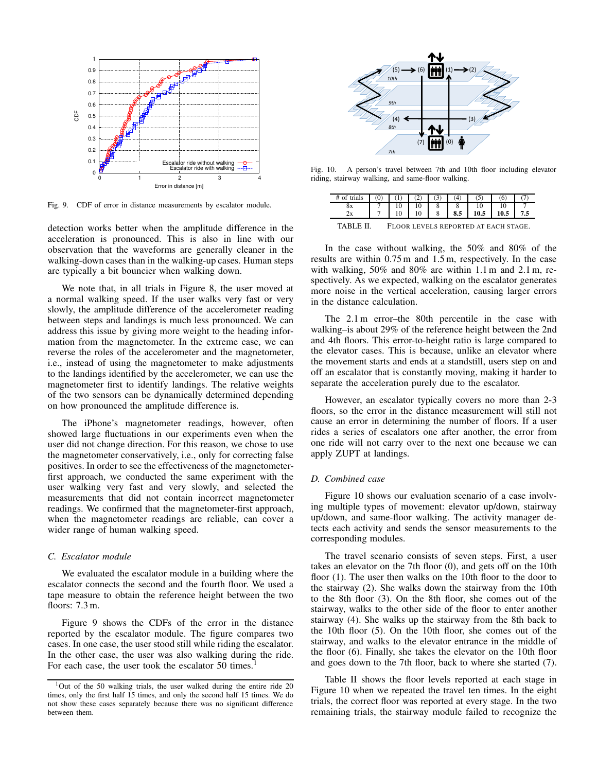1
0.9
0.8
0.7
0.6
0.5
0.4
0.3
0.2
0.1
0

CDF

0 1 2 3 4

Error in distance [m]

Escalator ride without walking
Escalator ride with walking

Fig. 9. CDF of error in distance measurements by escalator module.

detection works better when the amplitude difference in the acceleration is pronounced. This is also in line with our observation that the waveforms are generally cleaner in the walking-down cases than in the walking-up cases. Human steps are typically a bit bouncier when walking down.

We note that, in all trials in Figure 8, the user moved at a normal walking speed. If the user walks very fast or very slowly, the amplitude difference of the accelerometer reading between steps and landings is much less pronounced. We can address this issue by giving more weight to the heading information from the magnetometer. In the extreme case, we can reverse the roles of the accelerometer and the magnetometer, i.e., instead of using the magnetometer to make adjustments to the landings identified by the accelerometer, we can use the magnetometer first to identify landings. The relative weights of the two sensors can be dynamically determined depending on how pronounced the amplitude difference is.

The iPhone's magnetometer readings, however, often showed large fluctuations in our experiments even when the user did not change direction. For this reason, we chose to use the magnetometer conservatively, i.e., only for correcting false positives. In order to see the effectiveness of the magnetometer-first approach, we conducted the same experiment with the user walking very fast and very slowly, and selected the measurements that did not contain incorrect magnetometer readings. We confirmed that the magnetometer-first approach, when the magnetometer readings are reliable, can cover a wider range of human walking speed.

### C. Escalator module

We evaluated the escalator module in a building where the escalator connects the second and the fourth floor. We used a tape measure to obtain the reference height between the two floors: 7.3 m.

Figure 9 shows the CDFs of the error in the distance reported by the escalator module. The figure compares two cases. In one case, the user stood still while riding the escalator. In the other case, the user was also walking during the ride. For each case, the user took the escalator 50 times.[1]

[1] Out of the 50 walking trials, the user walked during the entire ride 20 times, only the first half 15 times, and only the second half 15 times. We do not show these cases separately because there was no significant difference between them.

(5) (6) (1) (2)
10th
9th
(4) (3)
8th
(7) (0)
7th

Fig. 10. A person's travel between 7th and 10th floor including elevator riding, stairway walking, and same-floor walking.

| # of trials | (0) | (1) | (2) | (3) | (4) | (5) | (6) | (7) |
|---|---|---|---|---|---|---|---|---|
| 8x | 7 | 10 | 10 | 8 | 8 | 10 | 10 | 7 |
| 2x | 7 | 10 | 10 | 8 | **8.5** | **10.5** | **10.5** | **7.5** |

TABLE II. FLOOR LEVELS REPORTED AT EACH STAGE.

In the case without walking, the 50% and 80% of the results are within 0.75 m and 1.5 m, respectively. In the case with walking, 50% and 80% are within 1.1 m and 2.1 m, respectively. As we expected, walking on the escalator generates more noise in the vertical acceleration, causing larger errors in the distance calculation.

The 2.1 m error–the 80th percentile in the case with walking–is about 29% of the reference height between the 2nd and 4th floors. This error-to-height ratio is large compared to the elevator cases. This is because, unlike an elevator where the movement starts and ends at a standstill, users step on and off an escalator that is constantly moving, making it harder to separate the acceleration purely due to the escalator.

However, an escalator typically covers no more than 2-3 floors, so the error in the distance measurement will still not cause an error in determining the number of floors. If a user rides a series of escalators one after another, the error from one ride will not carry over to the next one because we can apply ZUPT at landings.

### D. Combined case

Figure 10 shows our evaluation scenario of a case involving multiple types of movement: elevator up/down, stairway up/down, and same-floor walking. The activity manager detects each activity and sends the sensor measurements to the corresponding modules.

The travel scenario consists of seven steps. First, a user takes an elevator on the 7th floor (0), and gets off on the 10th floor (1). The user then walks on the 10th floor to the door to the stairway (2). She walks down the stairway from the 10th to the 8th floor (3). On the 8th floor, she comes out of the stairway, walks to the other side of the floor to enter another stairway (4). She walks up the stairway from the 8th back to the 10th floor (5). On the 10th floor, she comes out of the stairway, and walks to the elevator entrance in the middle of the floor (6). Finally, she takes the elevator on the 10th floor and goes down to the 7th floor, back to where she started (7).

Table II shows the floor levels reported at each stage in Figure 10 when we repeated the travel ten times. In the eight trials, the correct floor was reported at every stage. In the two remaining trials, the stairway module failed to recognize the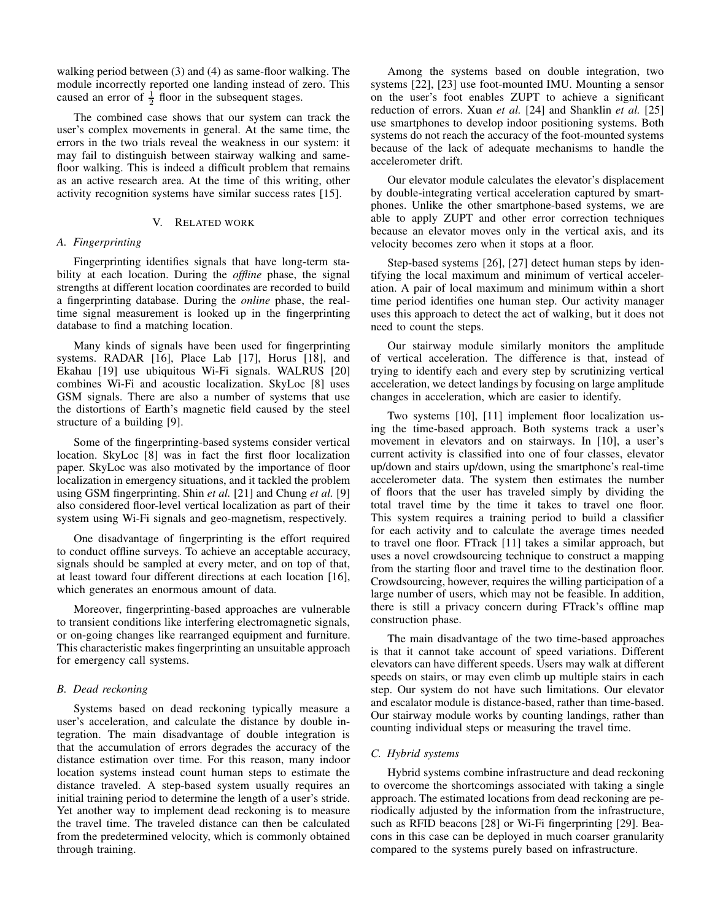walking period between (3) and (4) as same-floor walking. The module incorrectly reported one landing instead of zero. This caused an error of $\frac{1}{2}$ floor in the subsequent stages.

The combined case shows that our system can track the user's complex movements in general. At the same time, the errors in the two trials reveal the weakness in our system: it may fail to distinguish between stairway walking and same-floor walking. This is indeed a difficult problem that remains as an active research area. At the time of this writing, other activity recognition systems have similar success rates [15].

## V. Related work

### A. Fingerprinting

Fingerprinting identifies signals that have long-term stability at each location. During the *offline* phase, the signal strengths at different location coordinates are recorded to build a fingerprinting database. During the *online* phase, the real-time signal measurement is looked up in the fingerprinting database to find a matching location.

Many kinds of signals have been used for fingerprinting systems. RADAR [16], Place Lab [17], Horus [18], and Ekahau [19] use ubiquitous Wi-Fi signals. WALRUS [20] combines Wi-Fi and acoustic localization. SkyLoc [8] uses GSM signals. There are also a number of systems that use the distortions of Earth's magnetic field caused by the steel structure of a building [9].

Some of the fingerprinting-based systems consider vertical location. SkyLoc [8] was in fact the first floor localization paper. SkyLoc was also motivated by the importance of floor localization in emergency situations, and it tackled the problem using GSM fingerprinting. Shin *et al.* [21] and Chung *et al.* [9] also considered floor-level vertical localization as part of their system using Wi-Fi signals and geo-magnetism, respectively.

One disadvantage of fingerprinting is the effort required to conduct offline surveys. To achieve an acceptable accuracy, signals should be sampled at every meter, and on top of that, at least toward four different directions at each location [16], which generates an enormous amount of data.

Moreover, fingerprinting-based approaches are vulnerable to transient conditions like interfering electromagnetic signals, or on-going changes like rearranged equipment and furniture. This characteristic makes fingerprinting an unsuitable approach for emergency call systems.

### B. Dead reckoning

Systems based on dead reckoning typically measure a user's acceleration, and calculate the distance by double integration. The main disadvantage of double integration is that the accumulation of errors degrades the accuracy of the distance estimation over time. For this reason, many indoor location systems instead count human steps to estimate the distance traveled. A step-based system usually requires an initial training period to determine the length of a user's stride. Yet another way to implement dead reckoning is to measure the travel time. The traveled distance can then be calculated from the predetermined velocity, which is commonly obtained through training.

Among the systems based on double integration, two systems [22], [23] use foot-mounted IMU. Mounting a sensor on the user's foot enables ZUPT to achieve a significant reduction of errors. Xuan *et al.* [24] and Shanklin *et al.* [25] use smartphones to develop indoor positioning systems. Both systems do not reach the accuracy of the foot-mounted systems because of the lack of adequate mechanisms to handle the accelerometer drift.

Our elevator module calculates the elevator's displacement by double-integrating vertical acceleration captured by smartphones. Unlike the other smartphone-based systems, we are able to apply ZUPT and other error correction techniques because an elevator moves only in the vertical axis, and its velocity becomes zero when it stops at a floor.

Step-based systems [26], [27] detect human steps by identifying the local maximum and minimum of vertical acceleration. A pair of local maximum and minimum within a short time period identifies one human step. Our activity manager uses this approach to detect the act of walking, but it does not need to count the steps.

Our stairway module similarly monitors the amplitude of vertical acceleration. The difference is that, instead of trying to identify each and every step by scrutinizing vertical acceleration, we detect landings by focusing on large amplitude changes in acceleration, which are easier to identify.

Two systems [10], [11] implement floor localization using the time-based approach. Both systems track a user's movement in elevators and on stairways. In [10], a user's current activity is classified into one of four classes, elevator up/down and stairs up/down, using the smartphone's real-time accelerometer data. The system then estimates the number of floors that the user has traveled simply by dividing the total travel time by the time it takes to travel one floor. This system requires a training period to build a classifier for each activity and to calculate the average times needed to travel one floor. FTrack [11] takes a similar approach, but uses a novel crowdsourcing technique to construct a mapping from the starting floor and travel time to the destination floor. Crowdsourcing, however, requires the willing participation of a large number of users, which may not be feasible. In addition, there is still a privacy concern during FTrack's offline map construction phase.

The main disadvantage of the two time-based approaches is that it cannot take account of speed variations. Different elevators can have different speeds. Users may walk at different speeds on stairs, or may even climb up multiple stairs in each step. Our system do not have such limitations. Our elevator and escalator module is distance-based, rather than time-based. Our stairway module works by counting landings, rather than counting individual steps or measuring the travel time.

### C. Hybrid systems

Hybrid systems combine infrastructure and dead reckoning to overcome the shortcomings associated with taking a single approach. The estimated locations from dead reckoning are periodically adjusted by the information from the infrastructure, such as RFID beacons [28] or Wi-Fi fingerprinting [29]. Beacons in this case can be deployed in much coarser granularity compared to the systems purely based on infrastructure.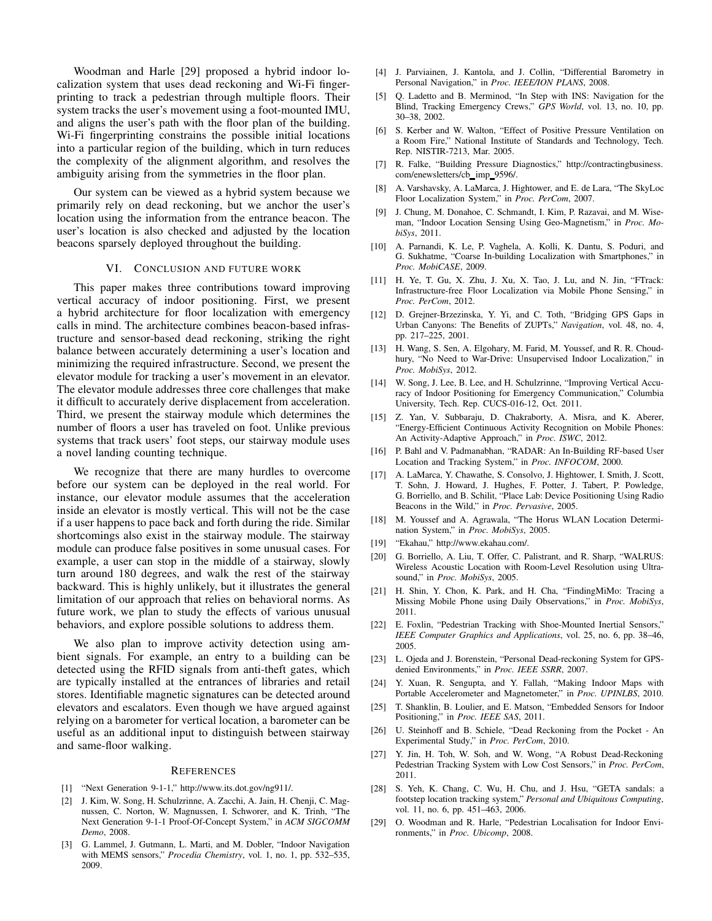Woodman and Harle [29] proposed a hybrid indoor localization system that uses dead reckoning and Wi-Fi fingerprinting to track a pedestrian through multiple floors. Their system tracks the user's movement using a foot-mounted IMU, and aligns the user's path with the floor plan of the building. Wi-Fi fingerprinting constrains the possible initial locations into a particular region of the building, which in turn reduces the complexity of the alignment algorithm, and resolves the ambiguity arising from the symmetries in the floor plan.

Our system can be viewed as a hybrid system because we primarily rely on dead reckoning, but we anchor the user's location using the information from the entrance beacon. The user's location is also checked and adjusted by the location beacons sparsely deployed throughout the building.

## VI. Conclusion and Future Work

This paper makes three contributions toward improving vertical accuracy of indoor positioning. First, we present a hybrid architecture for floor localization with emergency calls in mind. The architecture combines beacon-based infrastructure and sensor-based dead reckoning, striking the right balance between accurately determining a user's location and minimizing the required infrastructure. Second, we present the elevator module for tracking a user's movement in an elevator. The elevator module addresses three core challenges that make it difficult to accurately derive displacement from acceleration. Third, we present the stairway module which determines the number of floors a user has traveled on foot. Unlike previous systems that track users' foot steps, our stairway module uses a novel landing counting technique.

We recognize that there are many hurdles to overcome before our system can be deployed in the real world. For instance, our elevator module assumes that the acceleration inside an elevator is mostly vertical. This will not be the case if a user happens to pace back and forth during the ride. Similar shortcomings also exist in the stairway module. The stairway module can produce false positives in some unusual cases. For example, a user can stop in the middle of a stairway, slowly turn around 180 degrees, and walk the rest of the stairway backward. This is highly unlikely, but it illustrates the general limitation of our approach that relies on behavioral norms. As future work, we plan to study the effects of various unusual behaviors, and explore possible solutions to address them.

We also plan to improve activity detection using ambient signals. For example, an entry to a building can be detected using the RFID signals from anti-theft gates, which are typically installed at the entrances of libraries and retail stores. Identifiable magnetic signatures can be detected around elevators and escalators. Even though we have argued against relying on a barometer for vertical location, a barometer can be useful as an additional input to distinguish between stairway and same-floor walking.

## References

[1] "Next Generation 9-1-1," http://www.its.dot.gov/ng911/.

[2] J. Kim, W. Song, H. Schulzrinne, A. Zacchi, A. Jain, H. Chenji, C. Magnussen, C. Norton, W. Magnussen, I. Schworer, and K. Trinh, "The Next Generation 9-1-1 Proof-Of-Concept System," in *ACM SIGCOMM Demo*, 2008.

[3] G. Lammel, J. Gutmann, L. Marti, and M. Dobler, "Indoor Navigation with MEMS sensors," *Procedia Chemistry*, vol. 1, no. 1, pp. 532–535, 2009.

[4] J. Parviainen, J. Kantola, and J. Collin, "Differential Barometry in Personal Navigation," in *Proc. IEEE/ION PLANS*, 2008.

[5] Q. Ladetto and B. Merminod, "In Step with INS: Navigation for the Blind, Tracking Emergency Crews," *GPS World*, vol. 13, no. 10, pp. 30–38, 2002.

[6] S. Kerber and W. Walton, "Effect of Positive Pressure Ventilation on a Room Fire," National Institute of Standards and Technology, Tech. Rep. NISTIR-7213, Mar. 2005.

[7] R. Falke, "Building Pressure Diagnostics," http://contractingbusiness.com/enewsletters/cb_imp_9596/.

[8] A. Varshavsky, A. LaMarca, J. Hightower, and E. de Lara, "The SkyLoc Floor Localization System," in *Proc. PerCom*, 2007.

[9] J. Chung, M. Donahoe, C. Schmandt, I. Kim, P. Razavai, and M. Wiseman, "Indoor Location Sensing Using Geo-Magnetism," in *Proc. MobiSys*, 2011.

[10] A. Parnandi, K. Le, P. Vaghela, A. Kolli, K. Dantu, S. Poduri, and G. Sukhatme, "Coarse In-building Localization with Smartphones," in *Proc. MobiCASE*, 2009.

[11] H. Ye, T. Gu, X. Zhu, J. Xu, X. Tao, J. Lu, and N. Jin, "FTrack: Infrastructure-free Floor Localization via Mobile Phone Sensing," in *Proc. PerCom*, 2012.

[12] D. Grejner-Brzezinska, Y. Yi, and C. Toth, "Bridging GPS Gaps in Urban Canyons: The Benefits of ZUPTs," *Navigation*, vol. 48, no. 4, pp. 217–225, 2001.

[13] H. Wang, S. Sen, A. Elgohary, M. Farid, M. Youssef, and R. R. Choudhury, "No Need to War-Drive: Unsupervised Indoor Localization," in *Proc. MobiSys*, 2012.

[14] W. Song, J. Lee, B. Lee, and H. Schulzrinne, "Improving Vertical Accuracy of Indoor Positioning for Emergency Communication," Columbia University, Tech. Rep. CUCS-016-12, Oct. 2011.

[15] Z. Yan, V. Subbaraju, D. Chakraborty, A. Misra, and K. Aberer, "Energy-Efficient Continuous Activity Recognition on Mobile Phones: An Activity-Adaptive Approach," in *Proc. ISWC*, 2012.

[16] P. Bahl and V. Padmanabhan, "RADAR: An In-Building RF-based User Location and Tracking System," in *Proc. INFOCOM*, 2000.

[17] A. LaMarca, Y. Chawathe, S. Consolvo, J. Hightower, I. Smith, J. Scott, T. Sohn, J. Howard, J. Hughes, F. Potter, J. Tabert, P. Powledge, G. Borriello, and B. Schilit, "Place Lab: Device Positioning Using Radio Beacons in the Wild," in *Proc. Pervasive*, 2005.

[18] M. Youssef and A. Agrawala, "The Horus WLAN Location Determination System," in *Proc. MobiSys*, 2005.

[19] "Ekahau," http://www.ekahau.com/.

[20] G. Borriello, A. Liu, T. Offer, C. Palistrant, and R. Sharp, "WALRUS: Wireless Acoustic Location with Room-Level Resolution using Ultrasound," in *Proc. MobiSys*, 2005.

[21] H. Shin, Y. Chon, K. Park, and H. Cha, "FindingMiMo: Tracing a Missing Mobile Phone using Daily Observations," in *Proc. MobiSys*, 2011.

[22] E. Foxlin, "Pedestrian Tracking with Shoe-Mounted Inertial Sensors," *IEEE Computer Graphics and Applications*, vol. 25, no. 6, pp. 38–46, 2005.

[23] L. Ojeda and J. Borenstein, "Personal Dead-reckoning System for GPS-denied Environments," in *Proc. IEEE SSRR*, 2007.

[24] Y. Xuan, R. Sengupta, and Y. Fallah, "Making Indoor Maps with Portable Accelerometer and Magnetometer," in *Proc. UPINLBS*, 2010.

[25] T. Shanklin, B. Loulier, and E. Matson, "Embedded Sensors for Indoor Positioning," in *Proc. IEEE SAS*, 2011.

[26] U. Steinhoff and B. Schiele, "Dead Reckoning from the Pocket - An Experimental Study," in *Proc. PerCom*, 2010.

[27] Y. Jin, H. Toh, W. Soh, and W. Wong, "A Robust Dead-Reckoning Pedestrian Tracking System with Low Cost Sensors," in *Proc. PerCom*, 2011.

[28] S. Yeh, K. Chang, C. Wu, H. Chu, and J. Hsu, "GETA sandals: a footstep location tracking system," *Personal and Ubiquitous Computing*, vol. 11, no. 6, pp. 451–463, 2006.

[29] O. Woodman and R. Harle, "Pedestrian Localisation for Indoor Environments," in *Proc. Ubicomp*, 2008.